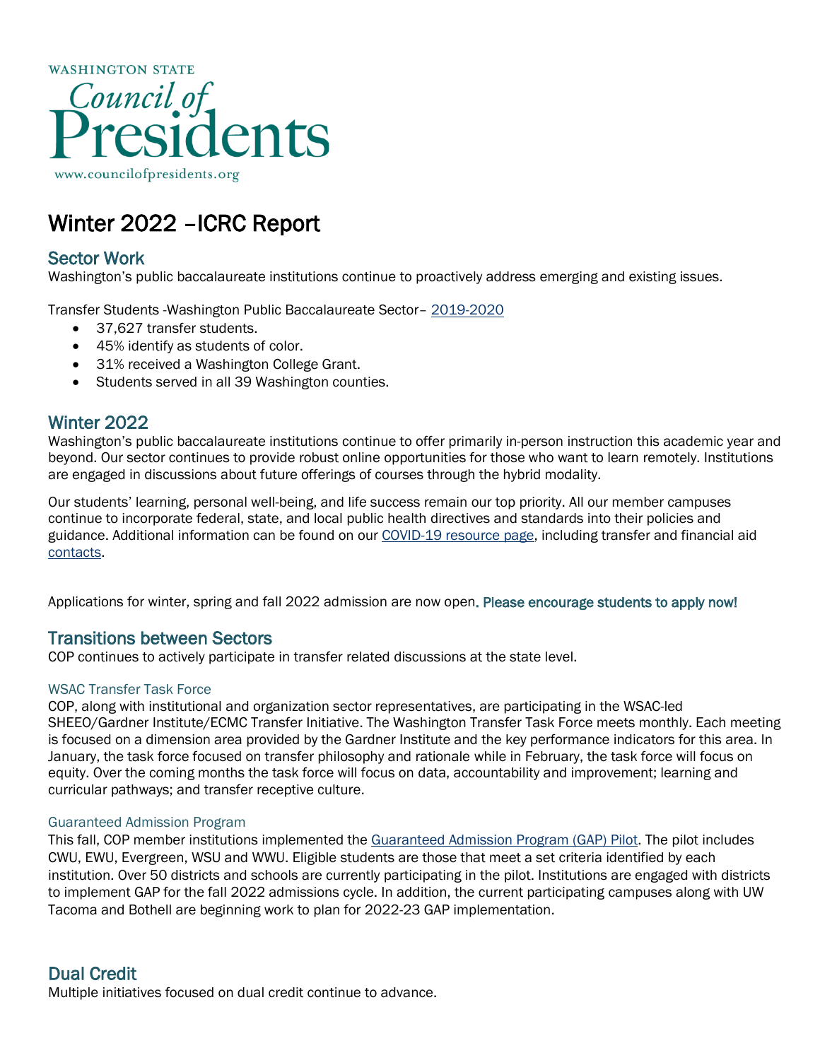WASHINGTON STATE

Council of Presidents

www.councilofpresidents.org

# Winter 2022 –ICRC Report

## Sector Work

Washington's public baccalaureate institutions continue to proactively address emerging and existing issues.

Transfer Students -Washington Public Baccalaureate Sector– [2019-2020]

- 37,627 transfer students.
- 45% identify as students of color.
- 31% received a Washington College Grant.
- Students served in all 39 Washington counties.

## Winter 2022

Washington's public baccalaureate institutions continue to offer primarily in-person instruction this academic year and beyond. Our sector continues to provide robust online opportunities for those who want to learn remotely. Institutions are engaged in discussions about future offerings of courses through the hybrid modality.

Our students' learning, personal well-being, and life success remain our top priority. All our member campuses continue to incorporate federal, state, and local public health directives and standards into their policies and guidance. Additional information can be found on our [COVID-19 resource page], including transfer and financial aid [contacts].

Applications for winter, spring and fall 2022 admission are now open. **Please encourage students to apply now!**

## Transitions between Sectors

COP continues to actively participate in transfer related discussions at the state level.

### WSAC Transfer Task Force

COP, along with institutional and organization sector representatives, are participating in the WSAC-led SHEEO/Gardner Institute/ECMC Transfer Initiative. The Washington Transfer Task Force meets monthly. Each meeting is focused on a dimension area provided by the Gardner Institute and the key performance indicators for this area. In January, the task force focused on transfer philosophy and rationale while in February, the task force will focus on equity. Over the coming months the task force will focus on data, accountability and improvement; learning and curricular pathways; and transfer receptive culture.

### Guaranteed Admission Program

This fall, COP member institutions implemented the [Guaranteed Admission Program (GAP) Pilot]. The pilot includes CWU, EWU, Evergreen, WSU and WWU. Eligible students are those that meet a set criteria identified by each institution. Over 50 districts and schools are currently participating in the pilot. Institutions are engaged with districts to implement GAP for the fall 2022 admissions cycle. In addition, the current participating campuses along with UW Tacoma and Bothell are beginning work to plan for 2022-23 GAP implementation.

## Dual Credit

Multiple initiatives focused on dual credit continue to advance.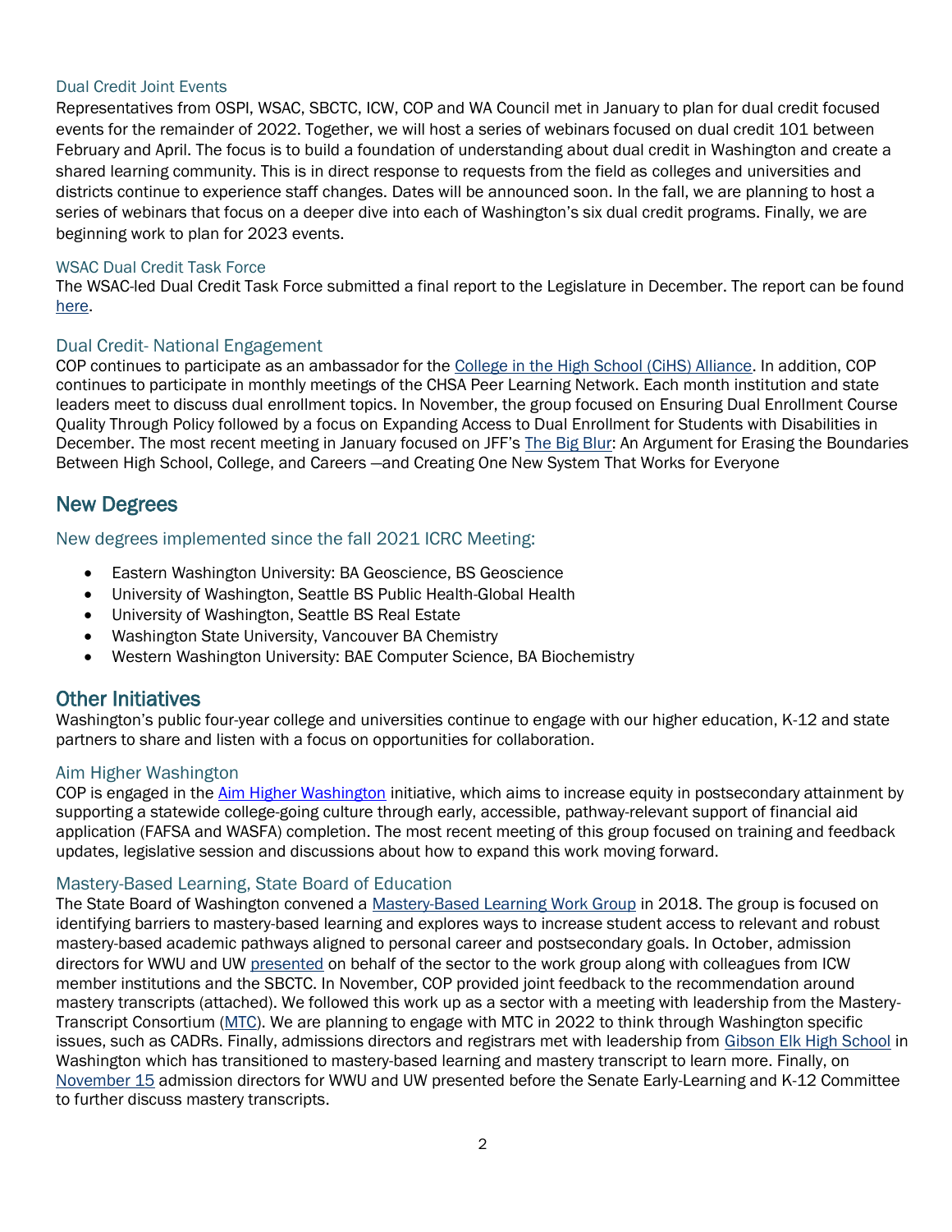### Dual Credit Joint Events

Representatives from OSPI, WSAC, SBCTC, ICW, COP and WA Council met in January to plan for dual credit focused events for the remainder of 2022. Together, we will host a series of webinars focused on dual credit 101 between February and April. The focus is to build a foundation of understanding about dual credit in Washington and create a shared learning community. This is in direct response to requests from the field as colleges and universities and districts continue to experience staff changes. Dates will be announced soon. In the fall, we are planning to host a series of webinars that focus on a deeper dive into each of Washington's six dual credit programs. Finally, we are beginning work to plan for 2023 events.

### WSAC Dual Credit Task Force

The WSAC-led Dual Credit Task Force submitted a final report to the Legislature in December. The report can be found here.

### Dual Credit- National Engagement

COP continues to participate as an ambassador for the College in the High School (CiHS) Alliance. In addition, COP continues to participate in monthly meetings of the CHSA Peer Learning Network. Each month institution and state leaders meet to discuss dual enrollment topics. In November, the group focused on Ensuring Dual Enrollment Course Quality Through Policy followed by a focus on Expanding Access to Dual Enrollment for Students with Disabilities in December. The most recent meeting in January focused on JFF's The Big Blur: An Argument for Erasing the Boundaries Between High School, College, and Careers —and Creating One New System That Works for Everyone

## New Degrees

### New degrees implemented since the fall 2021 ICRC Meeting:

- Eastern Washington University: BA Geoscience, BS Geoscience
- University of Washington, Seattle BS Public Health-Global Health
- University of Washington, Seattle BS Real Estate
- Washington State University, Vancouver BA Chemistry
- Western Washington University: BAE Computer Science, BA Biochemistry

## Other Initiatives

Washington's public four-year college and universities continue to engage with our higher education, K-12 and state partners to share and listen with a focus on opportunities for collaboration.

### Aim Higher Washington

COP is engaged in the Aim Higher Washington initiative, which aims to increase equity in postsecondary attainment by supporting a statewide college-going culture through early, accessible, pathway-relevant support of financial aid application (FAFSA and WASFA) completion. The most recent meeting of this group focused on training and feedback updates, legislative session and discussions about how to expand this work moving forward.

### Mastery-Based Learning, State Board of Education

The State Board of Washington convened a Mastery-Based Learning Work Group in 2018. The group is focused on identifying barriers to mastery-based learning and explores ways to increase student access to relevant and robust mastery-based academic pathways aligned to personal career and postsecondary goals. In October, admission directors for WWU and UW presented on behalf of the sector to the work group along with colleagues from ICW member institutions and the SBCTC. In November, COP provided joint feedback to the recommendation around mastery transcripts (attached). We followed this work up as a sector with a meeting with leadership from the Mastery-Transcript Consortium (MTC). We are planning to engage with MTC in 2022 to think through Washington specific issues, such as CADRs. Finally, admissions directors and registrars met with leadership from Gibson Elk High School in Washington which has transitioned to mastery-based learning and mastery transcript to learn more. Finally, on November 15 admission directors for WWU and UW presented before the Senate Early-Learning and K-12 Committee to further discuss mastery transcripts.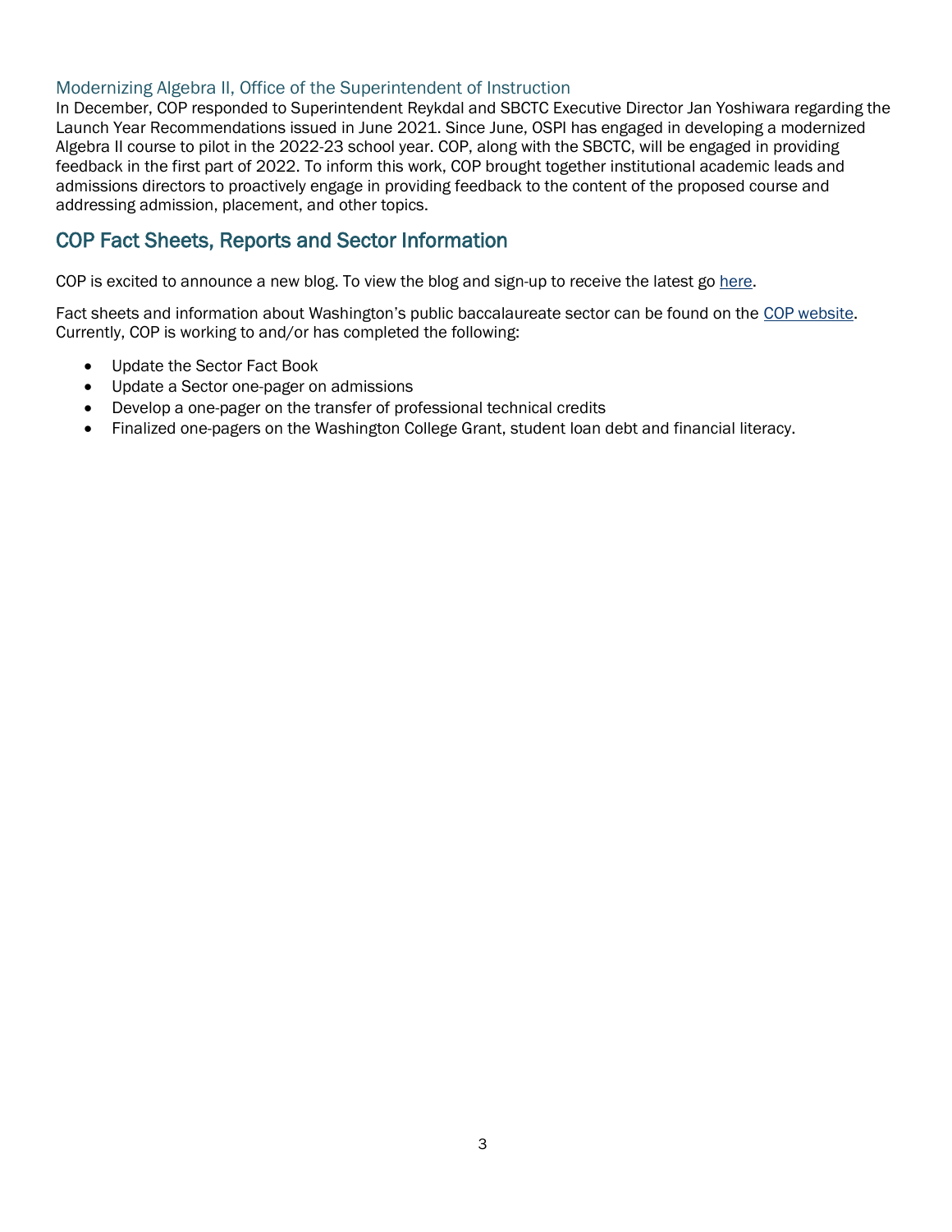### Modernizing Algebra II, Office of the Superintendent of Instruction

In December, COP responded to Superintendent Reykdal and SBCTC Executive Director Jan Yoshiwara regarding the Launch Year Recommendations issued in June 2021. Since June, OSPI has engaged in developing a modernized Algebra II course to pilot in the 2022-23 school year. COP, along with the SBCTC, will be engaged in providing feedback in the first part of 2022. To inform this work, COP brought together institutional academic leads and admissions directors to proactively engage in providing feedback to the content of the proposed course and addressing admission, placement, and other topics.

## COP Fact Sheets, Reports and Sector Information

COP is excited to announce a new blog. To view the blog and sign-up to receive the latest go here.

Fact sheets and information about Washington's public baccalaureate sector can be found on the COP website. Currently, COP is working to and/or has completed the following:

- Update the Sector Fact Book
- Update a Sector one-pager on admissions
- Develop a one-pager on the transfer of professional technical credits
- Finalized one-pagers on the Washington College Grant, student loan debt and financial literacy.